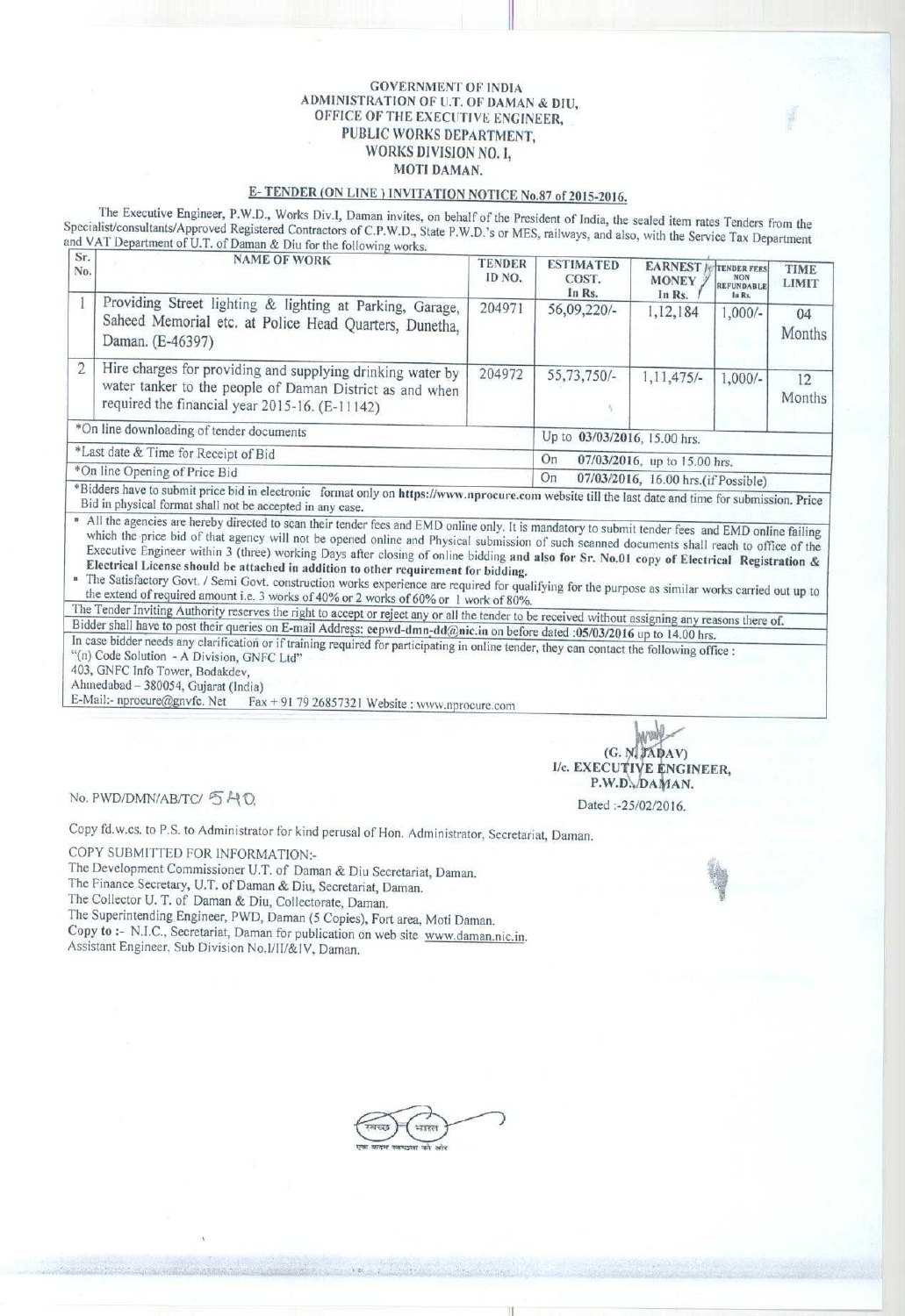**GOVERNMENT OF INDIA**
**ADMINISTRATION OF U.T. OF DAMAN & DIU,**
**OFFICE OF THE EXECUTIVE ENGINEER,**
**PUBLIC WORKS DEPARTMENT,**
**WORKS DIVISION NO. I,**
**MOTI DAMAN.**

## E- TENDER (ON LINE ) INVITATION NOTICE No.87 of 2015-2016.

The Executive Engineer, P.W.D., Works Div.I, Daman invites, on behalf of the President of India, the sealed item rates Tenders from the Specialist/consultants/Approved Registered Contractors of C.P.W.D., State P.W.D.'s or MES, railways, and also, with the Service Tax Department and VAT Department of U.T. of Daman & Diu for the following works.

| Sr. No. | NAME OF WORK | TENDER ID NO. | ESTIMATED COST. In Rs. | EARNEST MONEY In Rs. | TENDER FEES NON REFUNDABLE In Rs. | TIME LIMIT |
|---|---|---|---|---|---|---|
| 1 | Providing Street lighting & lighting at Parking, Garage, Saheed Memorial etc. at Police Head Quarters, Dunetha, Daman. (E-46397) | 204971 | 56,09,220/- | 1,12,184 | 1,000/- | 04 Months |
| 2 | Hire charges for providing and supplying drinking water by water tanker to the people of Daman District as and when required the financial year 2015-16. (E-11142) | 204972 | 55,73,750/- | 1,11,475/- | 1,000/- | 12 Months |
| *On line downloading of tender documents | | | Up to 03/03/2016, 15.00 hrs. | | | |
| *Last date & Time for Receipt of Bid | | | On 07/03/2016, up to 15.00 hrs. | | | |
| *On line Opening of Price Bid | | | On 07/03/2016, 16.00 hrs.(if Possible) | | | |

*Bidders have to submit price bid in electronic format only on **https://www.nprocure.com** website till the last date and time for submission. Price Bid in physical format shall not be accepted in any case.

- All the agencies are hereby directed to scan their tender fees and EMD online only. It is mandatory to submit tender fees and EMD online failing which the price bid of that agency will not be opened online and Physical submission of such scanned documents shall reach to office of the Executive Engineer within 3 (three) working Days after closing of online bidding **and also for Sr. No.01 copy of Electrical Registration & Electrical License should be attached in addition to other requirement for bidding.**
- The Satisfactory Govt. / Semi Govt. construction works experience are required for qualifying for the purpose as similar works carried out up to the extend of required amount i.e. 3 works of 40% or 2 works of 60% or 1 work of 80%.

The Tender Inviting Authority reserves the right to accept or reject any or all the tender to be received without assigning any reasons there of.

Bidder shall have to post their queries on E-mail Address: **eepwd-dmn-dd@nic.in** on before dated **:05/03/2016** up to 14.00 hrs.

In case bidder needs any clarification or if training required for participating in online tender, they can contact the following office :
"(n) Code Solution - A Division, GNFC Ltd"
403, GNFC Info Tower, Bodakdev,
Ahmedabad – 380054, Gujarat (India)
E-Mail:- nprocure@gnvfc. Net Fax + 91 79 26857321 Website : www.nprocure.com

(G. N. JADAV)
I/c. EXECUTIVE ENGINEER,
P.W.D., DAMAN.

No. PWD/DMN/AB/TC/ 540

Dated :-25/02/2016.

Copy fd.w.cs. to P.S. to Administrator for kind perusal of Hon. Administrator, Secretariat, Daman.

COPY SUBMITTED FOR INFORMATION:-
The Development Commissioner U.T. of Daman & Diu Secretariat, Daman.
The Finance Secretary, U.T. of Daman & Diu, Secretariat, Daman.
The Collector U. T. of Daman & Diu, Collectorate, Daman.
The Superintending Engineer, PWD, Daman (5 Copies), Fort area, Moti Daman.
Copy to :- N.I.C., Secretariat, Daman for publication on web site www.daman.nic.in.
Assistant Engineer, Sub Division No.I/II/&IV, Daman.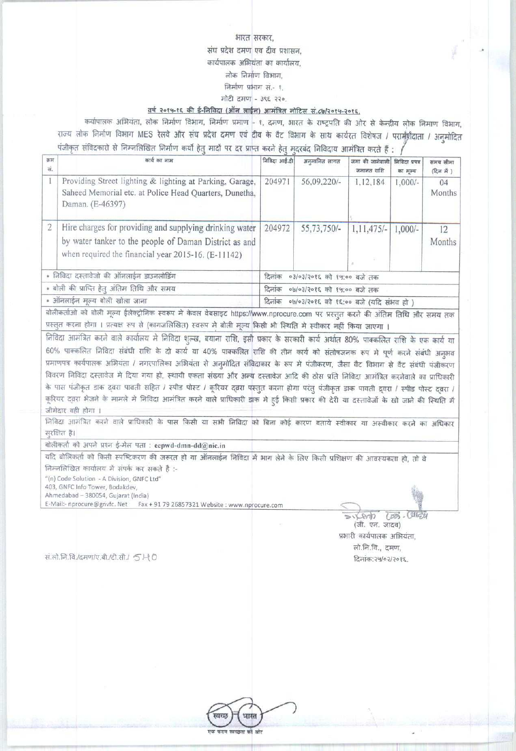भारत सरकार,
संघ प्रदेश दमण एव दीव प्रशासन,
कार्यपालक अभियंता का कार्यालय,
लोक निर्माण विभाग,
निर्माण प्रभाग सं.- १,
मोटी दमण - ३९६ २२०.

**वर्ष २०१५-१६ की ई-निविदा (ऑन लाईन) आमंत्रित नोटिस सं.८७/२०१५-२०१६.**

कार्यपालक अभियंता, लोक निर्माण विभाग, निर्माण प्रभाग - १, दमण, भारत के राष्ट्रपति की ओर से केन्द्रीय लोक निमाण विभाग, राज्य लोक निर्माण विभाग MES रेलवे और संघ प्रदेश दमण एवं दीव के वैट विभाग के साथ कार्यरत विशेषज / परामर्शदाता / अनुमोदित पंजीकृत संविदकारो से निम्नलिखित निर्माण कार्यो हेतु मादों पर दर प्राप्त करने हेतु मुद्रबंद निविदाय आमंत्रित करते हैं :

| क्रम सं. | कार्य का नाम | निविदा आई.डी | अनुमानित लागत | जमा की जानेवाली जमानत राशि | निविदा प्रपत्र का मूल्य | समय सीमा (दिन में) |
|---|---|---|---|---|---|---|
| 1 | Providing Street lighting & lighting at Parking, Garage, Saheed Memorial etc. at Police Head Quarters, Dunetha, Daman. (E-46397) | 204971 | 56,09,220/- | 1,12,184 | 1,000/- | 04 Months |
| 2 | Hire charges for providing and supplying drinking water by water tanker to the people of Daman District as and when required the financial year 2015-16. (E-11142) | 204972 | 55,73,750/- | 1,11,475/- | 1,000/- | 12 Months |

| | |
|---|---|
| • निविदा दस्तावेजो की ऑनलाईन डाउनलोडिंग | दिनांक ०३/०३/२०१६ को १५:०० बजे तक |
| • बोली की प्राप्ति हेतु अंतिम तिथि और समय | दिनांक ०७/०३/२०१६ को १५:०० बजे तक |
| • ऑनलाईन मूल्य बोली खोला जाना | दिनांक ०७/०३/२०१६ को १६:०० बजे (यदि संभव हो) |

बोलीकर्ताओ को बोली मूल्य ईलेक्ट्रोनिक स्वरूप मे केवल वेबसाइट https://www.nprocure.com पर प्रस्तुत करने की अंतिम तिथि और समय तक प्रस्तुत करना होगा । प्रत्यक्ष रूप से (कागजलिखित) स्वरूप मे बोली मूल्य किसी भी स्थिति मे स्वीकार नहीं किया जाएगा ।

निविदा आमंत्रित करने वाले कार्यालय मे निविदा शुल्क, बयाना राशि, इसी प्रकार के सरकारी कार्य अर्थात 80% पाक्कलित राशि के एक कार्य या 60% पाक्कलित निविदा संबंधी राशि के दो कार्य या 40% पाक्कलित राशि की तीन कार्य को संतोषजनक रूप मे पूर्ण करने संबंधी अनुभव प्रमाणपत्र कार्यपालक अभियंता / नगरपालिका अभियंता से अनुमोदित संविदाकार के रूप मे पंजीकरण, जैसा वैट विभाग से वैट संबंधी पंजीकरण विवरण निविदा दस्तावेज मे दिया गया हो, स्थायी एकता संख्या और अन्य दस्तावेज आदि की ठोस प्रति निविदा आमंत्रित करनेवाले का प्राधिकारी के पास पंजीकृत डाक द्वारा पावती सहित / स्पीड पोस्ट / कूरियर द्वारा प्रस्तुत करना होगा परंतु पंजीकृत डाक पावती द्वारा / स्पीड पोस्ट द्वारा / कूरियर द्वारा भेजने के मामले मे निविदा आमंत्रित करने वाले प्राधिकारी डाक मे हुई किसी प्रकार की देरी या दस्तावेजों के खो जाने की स्थिति में जीमेदार वही होगा ।

निविदा आमंत्रित करने वाले प्राधिकारी के पास किसी या सभी निविदा को बिना कोई कारण बताये स्वीकार या अस्वीकार करने का अधिकार सुरक्षित है।

बोलीकर्ता को अपने प्रश्न ई-मेल पता : eepwd-dmn-dd@nic.in

यदि बोलिकर्ता को किसी स्पष्टिकरण की जरूरत हो या ऑनलाईन निविदा में भाग लेने के लिए किसी प्रशिक्षण की आवस्यकता हो, तो वे निम्नलिखित कार्यालय मे संपर्क कर सकते है :-

"(n) Code Solution - A Division, GNFC Ltd"
403, GNFC Info Tower, Bodakdev,
Ahmedabad – 380054, Gujarat (India)
E-Mail:- nprocure@gnvfc. Net Fax + 91 79 26857321 Website : www.nprocure.com

(जी. एन. जादव)
प्रभारी कार्यपालक अभियंता,
लो.नि.वि., दमण,
दिनांक:२५/०२/२०१६.

सं.लो.नि.वि./दमण/ए.बी./टी.सी./ 540

स्वच्छ भारत
एक कदम स्वच्छता की ओर